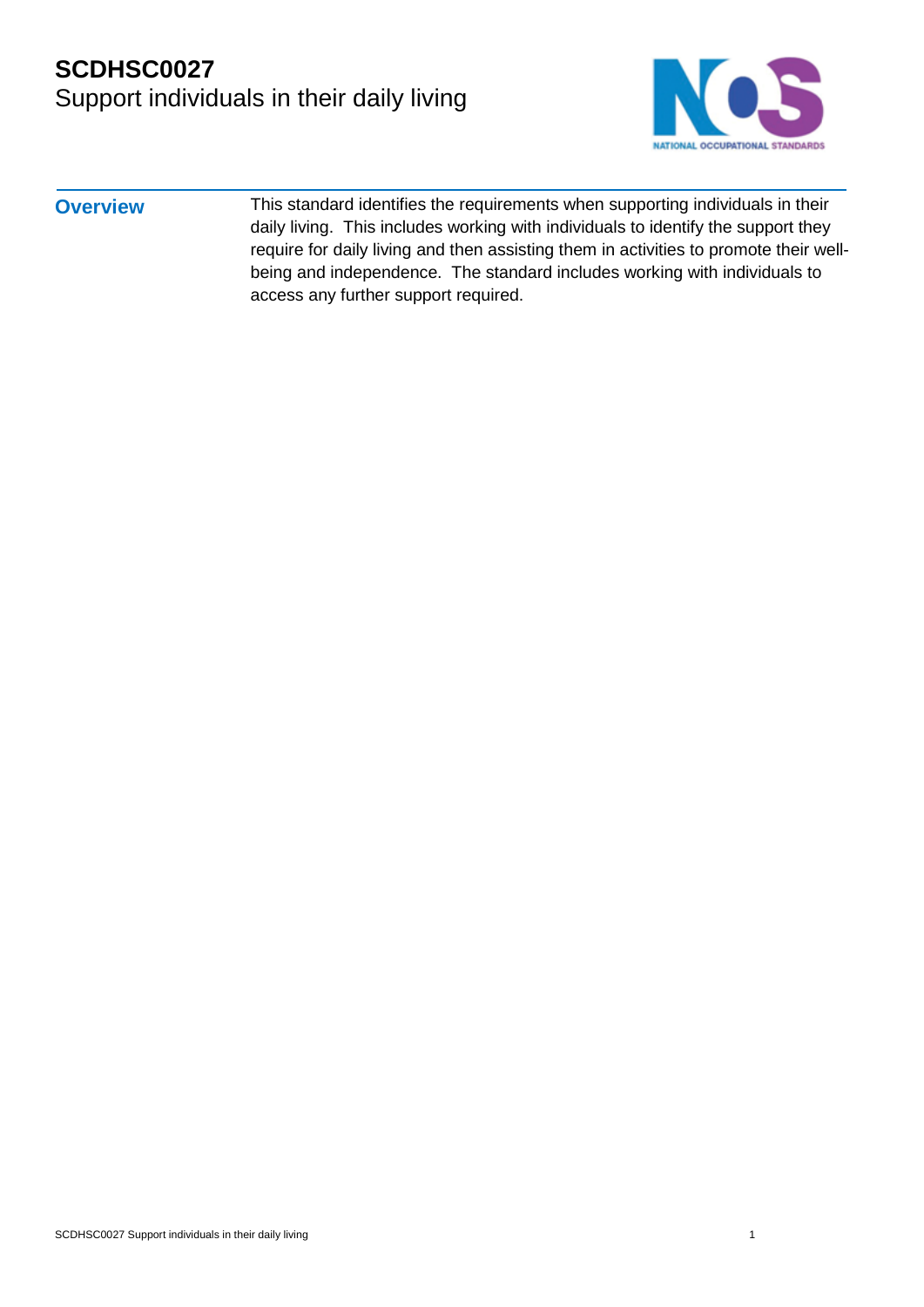# SCDHSC0027
## Support individuals in their daily living

## Overview

This standard identifies the requirements when supporting individuals in their daily living. This includes working with individuals to identify the support they require for daily living and then assisting them in activities to promote their well-being and independence. The standard includes working with individuals to access any further support required.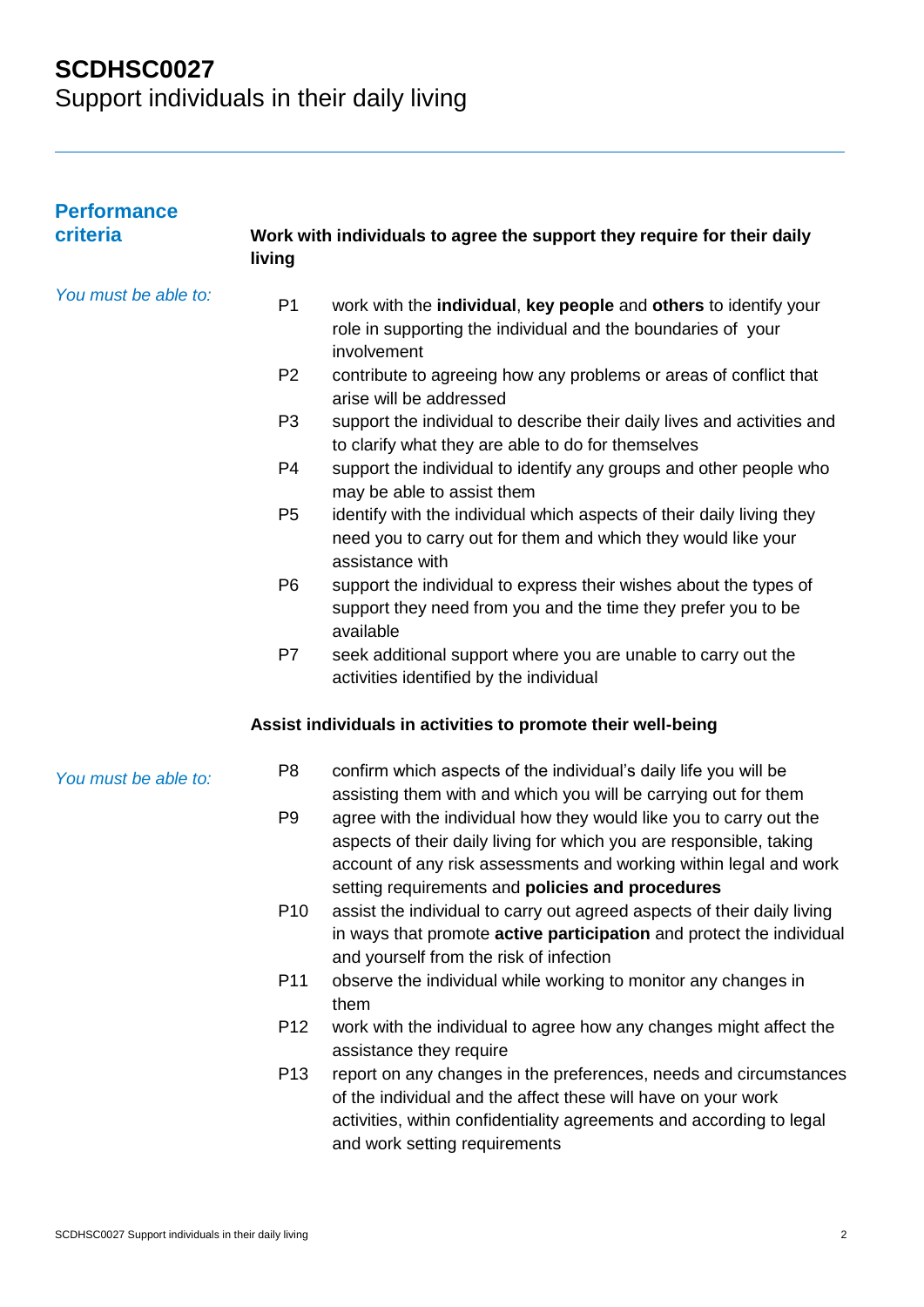# SCDHSC0027
Support individuals in their daily living

## Performance criteria

### Work with individuals to agree the support they require for their daily living

*You must be able to:*

- P1 work with the **individual**, **key people** and **others** to identify your role in supporting the individual and the boundaries of your involvement
- P2 contribute to agreeing how any problems or areas of conflict that arise will be addressed
- P3 support the individual to describe their daily lives and activities and to clarify what they are able to do for themselves
- P4 support the individual to identify any groups and other people who may be able to assist them
- P5 identify with the individual which aspects of their daily living they need you to carry out for them and which they would like your assistance with
- P6 support the individual to express their wishes about the types of support they need from you and the time they prefer you to be available
- P7 seek additional support where you are unable to carry out the activities identified by the individual

### Assist individuals in activities to promote their well-being

*You must be able to:*

- P8 confirm which aspects of the individual's daily life you will be assisting them with and which you will be carrying out for them
- P9 agree with the individual how they would like you to carry out the aspects of their daily living for which you are responsible, taking account of any risk assessments and working within legal and work setting requirements and **policies and procedures**
- P10 assist the individual to carry out agreed aspects of their daily living in ways that promote **active participation** and protect the individual and yourself from the risk of infection
- P11 observe the individual while working to monitor any changes in them
- P12 work with the individual to agree how any changes might affect the assistance they require
- P13 report on any changes in the preferences, needs and circumstances of the individual and the affect these will have on your work activities, within confidentiality agreements and according to legal and work setting requirements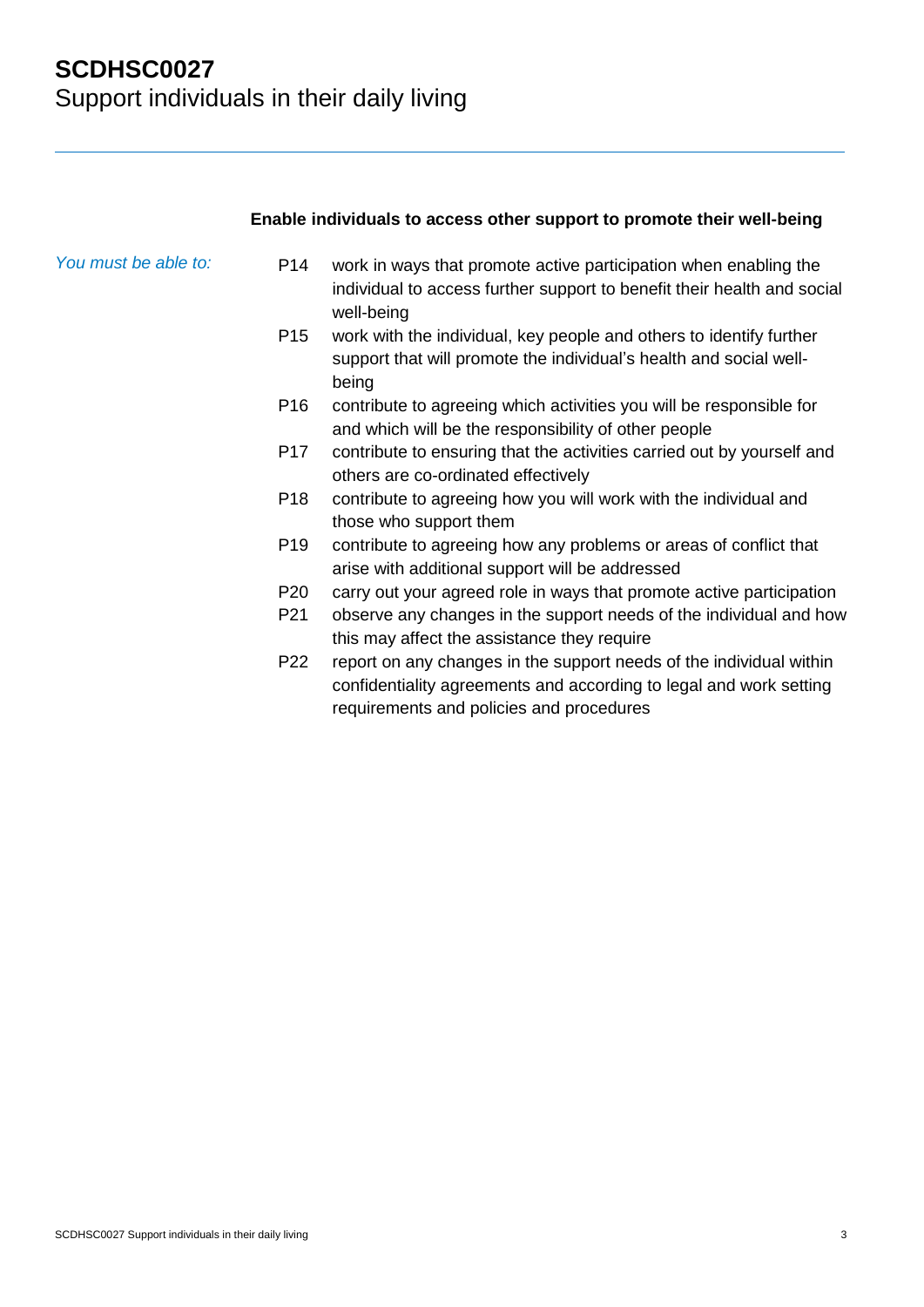# SCDHSC0027
Support individuals in their daily living

**Enable individuals to access other support to promote their well-being**

*You must be able to:*

- P14 work in ways that promote active participation when enabling the individual to access further support to benefit their health and social well-being
- P15 work with the individual, key people and others to identify further support that will promote the individual's health and social well-being
- P16 contribute to agreeing which activities you will be responsible for and which will be the responsibility of other people
- P17 contribute to ensuring that the activities carried out by yourself and others are co-ordinated effectively
- P18 contribute to agreeing how you will work with the individual and those who support them
- P19 contribute to agreeing how any problems or areas of conflict that arise with additional support will be addressed
- P20 carry out your agreed role in ways that promote active participation
- P21 observe any changes in the support needs of the individual and how this may affect the assistance they require
- P22 report on any changes in the support needs of the individual within confidentiality agreements and according to legal and work setting requirements and policies and procedures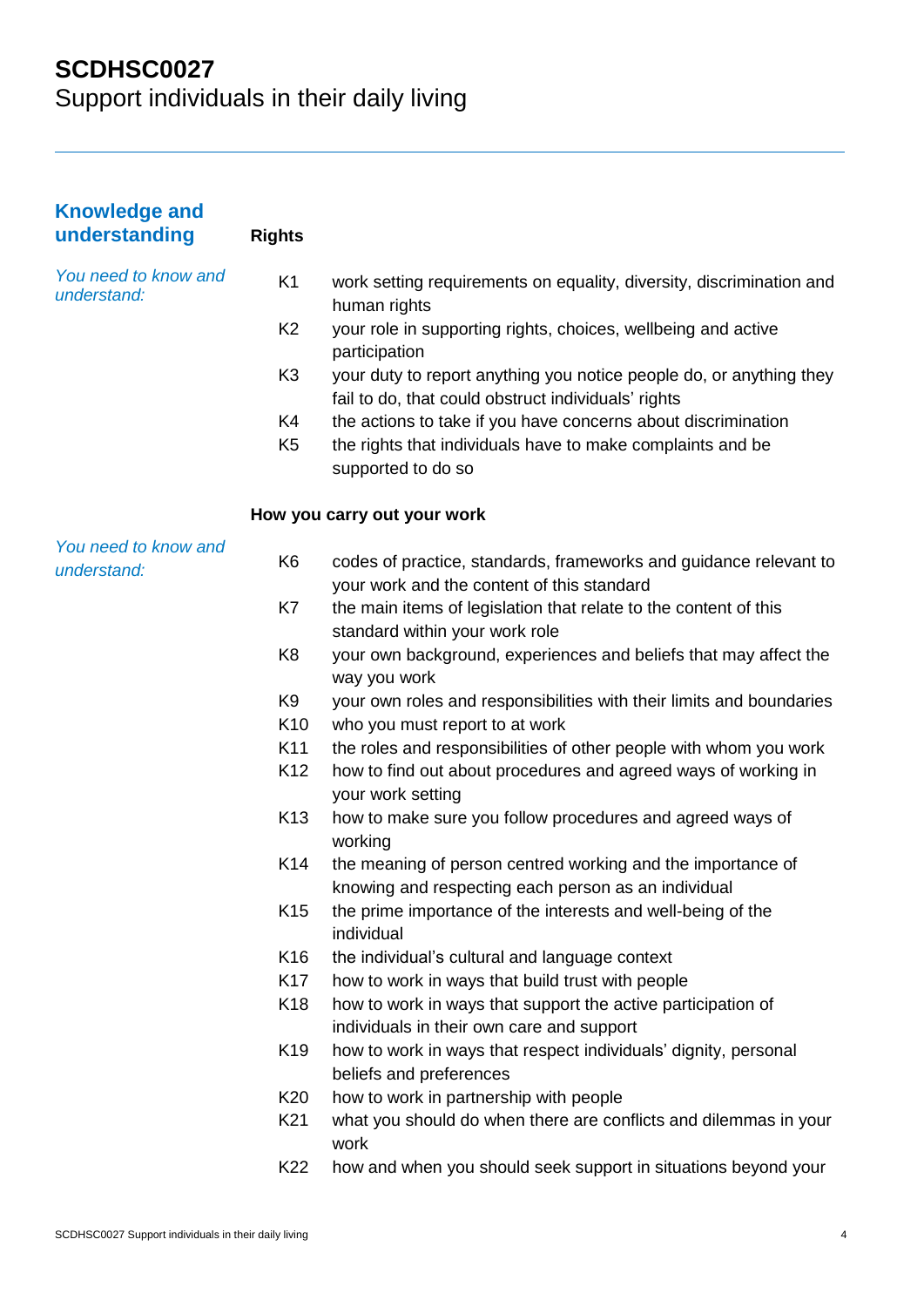# SCDHSC0027
Support individuals in their daily living

## Knowledge and understanding

### Rights

*You need to know and understand:*

- K1 work setting requirements on equality, diversity, discrimination and human rights
- K2 your role in supporting rights, choices, wellbeing and active participation
- K3 your duty to report anything you notice people do, or anything they fail to do, that could obstruct individuals' rights
- K4 the actions to take if you have concerns about discrimination
- K5 the rights that individuals have to make complaints and be supported to do so

### How you carry out your work

*You need to know and understand:*

- K6 codes of practice, standards, frameworks and guidance relevant to your work and the content of this standard
- K7 the main items of legislation that relate to the content of this standard within your work role
- K8 your own background, experiences and beliefs that may affect the way you work
- K9 your own roles and responsibilities with their limits and boundaries
- K10 who you must report to at work
- K11 the roles and responsibilities of other people with whom you work
- K12 how to find out about procedures and agreed ways of working in your work setting
- K13 how to make sure you follow procedures and agreed ways of working
- K14 the meaning of person centred working and the importance of knowing and respecting each person as an individual
- K15 the prime importance of the interests and well-being of the individual
- K16 the individual's cultural and language context
- K17 how to work in ways that build trust with people
- K18 how to work in ways that support the active participation of individuals in their own care and support
- K19 how to work in ways that respect individuals' dignity, personal beliefs and preferences
- K20 how to work in partnership with people
- K21 what you should do when there are conflicts and dilemmas in your work
- K22 how and when you should seek support in situations beyond your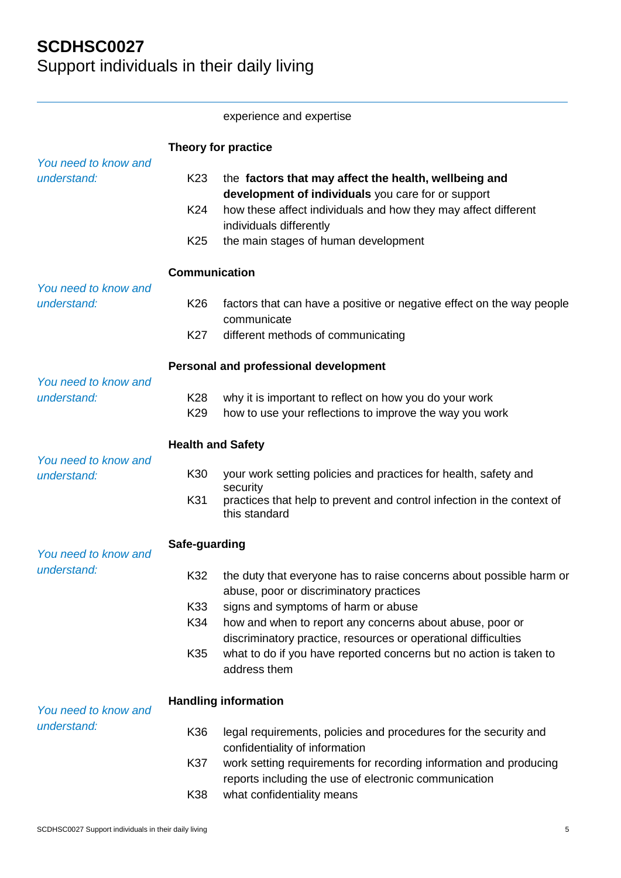experience and expertise

**Theory for practice**

*You need to know and understand:*

K23 the **factors that may affect the health, wellbeing and development of individuals** you care for or support

K24 how these affect individuals and how they may affect different individuals differently

K25 the main stages of human development

**Communication**

*You need to know and understand:*

K26 factors that can have a positive or negative effect on the way people communicate

K27 different methods of communicating

**Personal and professional development**

*You need to know and understand:*

K28 why it is important to reflect on how you do your work

K29 how to use your reflections to improve the way you work

**Health and Safety**

*You need to know and understand:*

K30 your work setting policies and practices for health, safety and security

K31 practices that help to prevent and control infection in the context of this standard

**Safe-guarding**

*You need to know and understand:*

K32 the duty that everyone has to raise concerns about possible harm or abuse, poor or discriminatory practices

K33 signs and symptoms of harm or abuse

K34 how and when to report any concerns about abuse, poor or discriminatory practice, resources or operational difficulties

K35 what to do if you have reported concerns but no action is taken to address them

**Handling information**

*You need to know and understand:*

K36 legal requirements, policies and procedures for the security and confidentiality of information

K37 work setting requirements for recording information and producing reports including the use of electronic communication

K38 what confidentiality means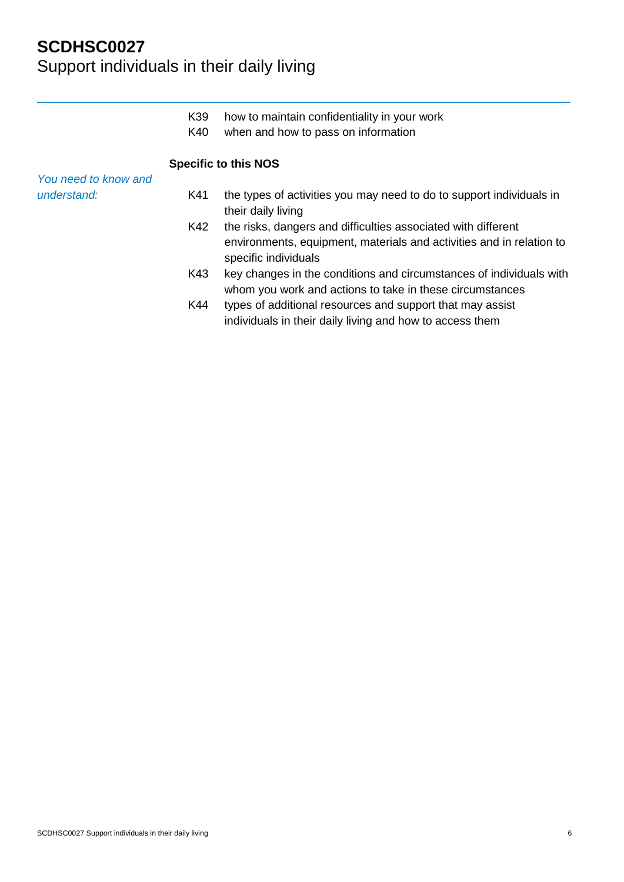| | | |
|---|---|---|
| | K39 | how to maintain confidentiality in your work |
| | K40 | when and how to pass on information |

**Specific to this NOS**

*You need to know and understand:*

| | |
|---|---|
| K41 | the types of activities you may need to do to support individuals in their daily living |
| K42 | the risks, dangers and difficulties associated with different environments, equipment, materials and activities and in relation to specific individuals |
| K43 | key changes in the conditions and circumstances of individuals with whom you work and actions to take in these circumstances |
| K44 | types of additional resources and support that may assist individuals in their daily living and how to access them |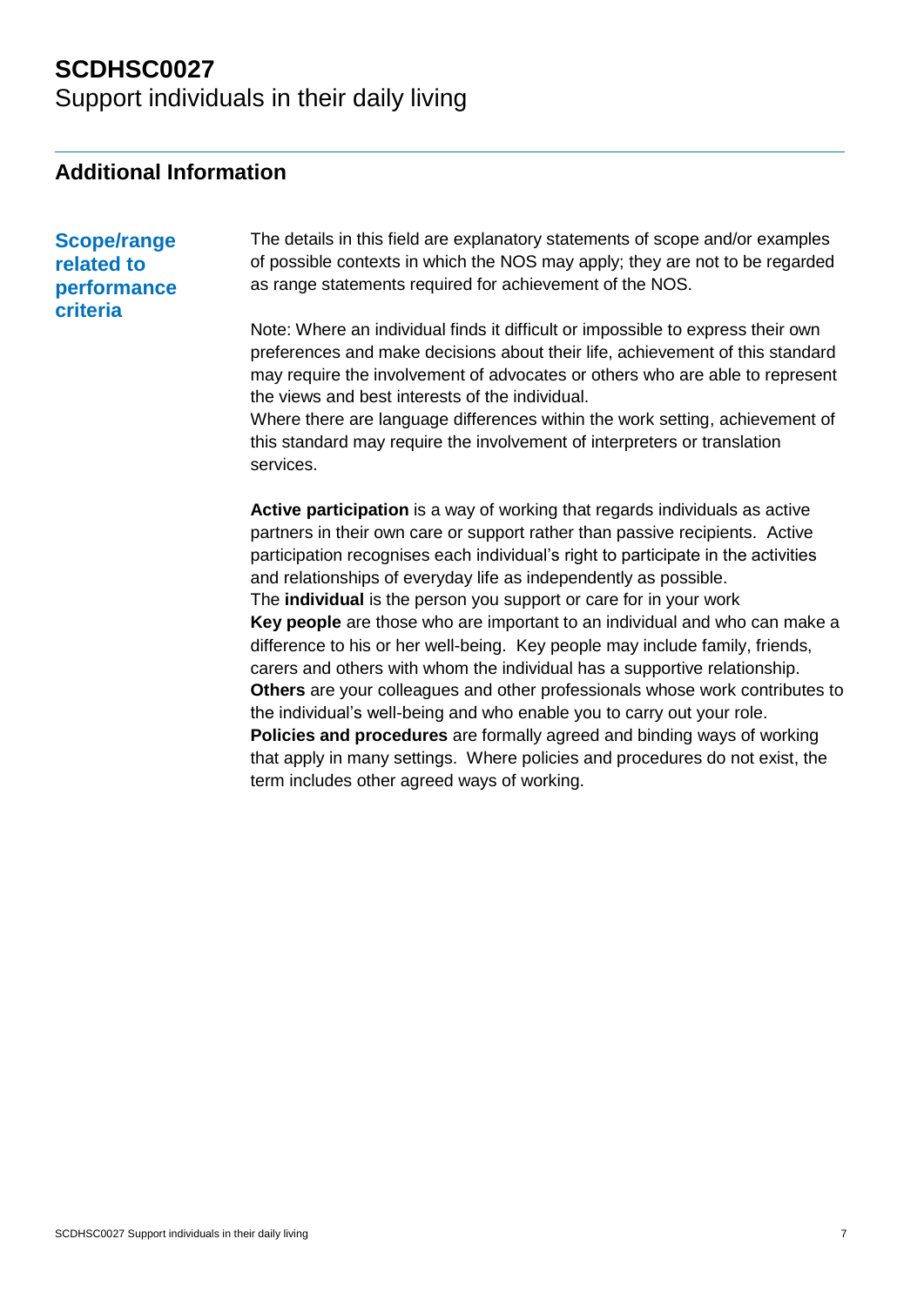## Additional Information

### Scope/range related to performance criteria

The details in this field are explanatory statements of scope and/or examples of possible contexts in which the NOS may apply; they are not to be regarded as range statements required for achievement of the NOS.

Note: Where an individual finds it difficult or impossible to express their own preferences and make decisions about their life, achievement of this standard may require the involvement of advocates or others who are able to represent the views and best interests of the individual.
Where there are language differences within the work setting, achievement of this standard may require the involvement of interpreters or translation services.

**Active participation** is a way of working that regards individuals as active partners in their own care or support rather than passive recipients. Active participation recognises each individual's right to participate in the activities and relationships of everyday life as independently as possible.
The **individual** is the person you support or care for in your work
**Key people** are those who are important to an individual and who can make a difference to his or her well-being. Key people may include family, friends, carers and others with whom the individual has a supportive relationship.
**Others** are your colleagues and other professionals whose work contributes to the individual's well-being and who enable you to carry out your role.
**Policies and procedures** are formally agreed and binding ways of working that apply in many settings. Where policies and procedures do not exist, the term includes other agreed ways of working.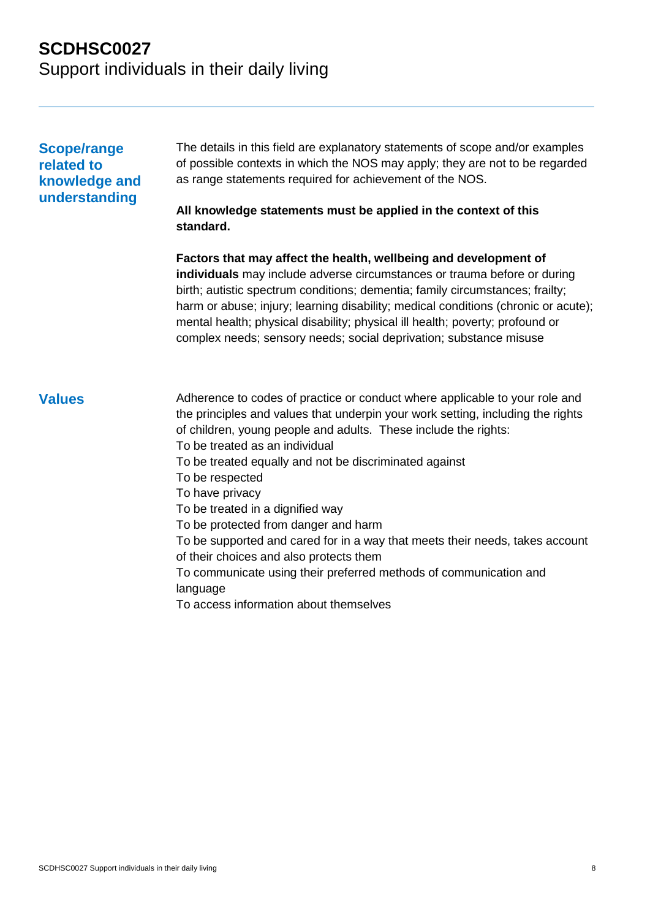# SCDHSC0027
Support individuals in their daily living

## Scope/range related to knowledge and understanding

The details in this field are explanatory statements of scope and/or examples of possible contexts in which the NOS may apply; they are not to be regarded as range statements required for achievement of the NOS.

**All knowledge statements must be applied in the context of this standard.**

**Factors that may affect the health, wellbeing and development of individuals** may include adverse circumstances or trauma before or during birth; autistic spectrum conditions; dementia; family circumstances; frailty; harm or abuse; injury; learning disability; medical conditions (chronic or acute); mental health; physical disability; physical ill health; poverty; profound or complex needs; sensory needs; social deprivation; substance misuse

## Values

Adherence to codes of practice or conduct where applicable to your role and the principles and values that underpin your work setting, including the rights of children, young people and adults. These include the rights:

To be treated as an individual
To be treated equally and not be discriminated against
To be respected
To have privacy
To be treated in a dignified way
To be protected from danger and harm
To be supported and cared for in a way that meets their needs, takes account of their choices and also protects them
To communicate using their preferred methods of communication and language
To access information about themselves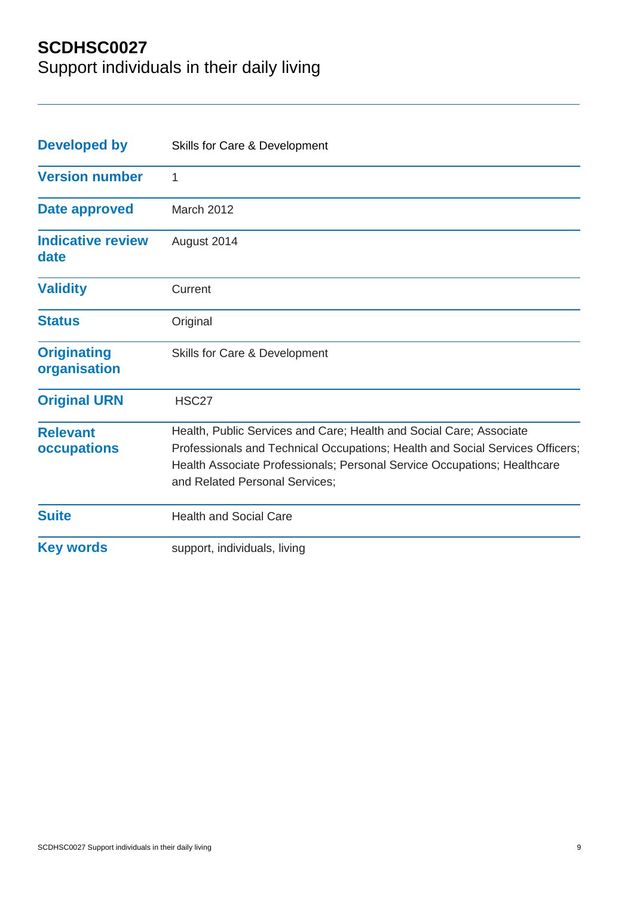# SCDHSC0027

## Support individuals in their daily living

| | |
|---|---|
| **Developed by** | Skills for Care & Development |
| **Version number** | 1 |
| **Date approved** | March 2012 |
| **Indicative review date** | August 2014 |
| **Validity** | Current |
| **Status** | Original |
| **Originating organisation** | Skills for Care & Development |
| **Original URN** | HSC27 |
| **Relevant occupations** | Health, Public Services and Care; Health and Social Care; Associate Professionals and Technical Occupations; Health and Social Services Officers; Health Associate Professionals; Personal Service Occupations; Healthcare and Related Personal Services; |
| **Suite** | Health and Social Care |
| **Key words** | support, individuals, living |